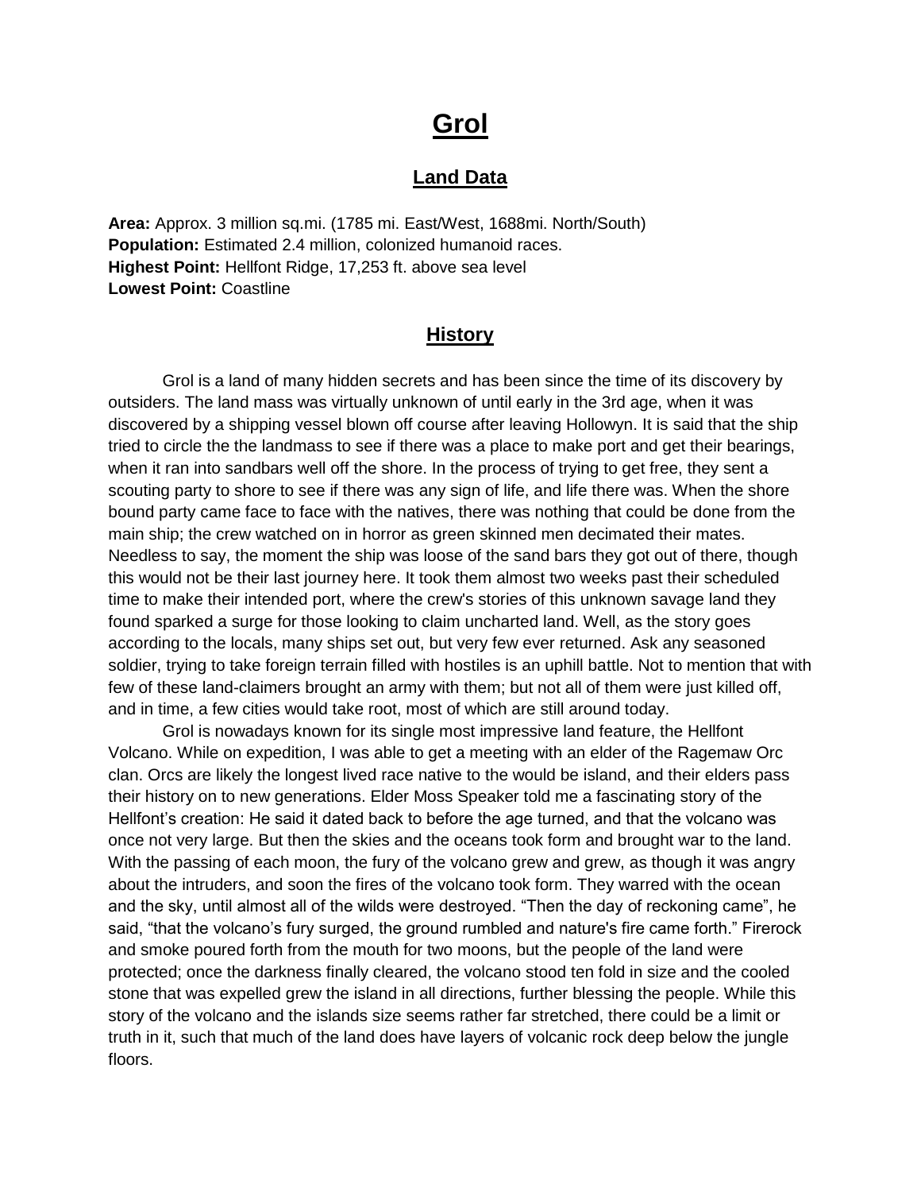# Grol

## Land Data

**Area:** Approx. 3 million sq.mi. (1785 mi. East/West, 1688mi. North/South)
**Population:** Estimated 2.4 million, colonized humanoid races.
**Highest Point:** Hellfont Ridge, 17,253 ft. above sea level
**Lowest Point:** Coastline

## History

Grol is a land of many hidden secrets and has been since the time of its discovery by outsiders. The land mass was virtually unknown of until early in the 3rd age, when it was discovered by a shipping vessel blown off course after leaving Hollowyn. It is said that the ship tried to circle the the landmass to see if there was a place to make port and get their bearings, when it ran into sandbars well off the shore. In the process of trying to get free, they sent a scouting party to shore to see if there was any sign of life, and life there was. When the shore bound party came face to face with the natives, there was nothing that could be done from the main ship; the crew watched on in horror as green skinned men decimated their mates. Needless to say, the moment the ship was loose of the sand bars they got out of there, though this would not be their last journey here. It took them almost two weeks past their scheduled time to make their intended port, where the crew's stories of this unknown savage land they found sparked a surge for those looking to claim uncharted land. Well, as the story goes according to the locals, many ships set out, but very few ever returned. Ask any seasoned soldier, trying to take foreign terrain filled with hostiles is an uphill battle. Not to mention that with few of these land-claimers brought an army with them; but not all of them were just killed off, and in time, a few cities would take root, most of which are still around today.

Grol is nowadays known for its single most impressive land feature, the Hellfont Volcano. While on expedition, I was able to get a meeting with an elder of the Ragemaw Orc clan. Orcs are likely the longest lived race native to the would be island, and their elders pass their history on to new generations. Elder Moss Speaker told me a fascinating story of the Hellfont's creation: He said it dated back to before the age turned, and that the volcano was once not very large. But then the skies and the oceans took form and brought war to the land. With the passing of each moon, the fury of the volcano grew and grew, as though it was angry about the intruders, and soon the fires of the volcano took form. They warred with the ocean and the sky, until almost all of the wilds were destroyed. "Then the day of reckoning came", he said, "that the volcano's fury surged, the ground rumbled and nature's fire came forth." Firerock and smoke poured forth from the mouth for two moons, but the people of the land were protected; once the darkness finally cleared, the volcano stood ten fold in size and the cooled stone that was expelled grew the island in all directions, further blessing the people. While this story of the volcano and the islands size seems rather far stretched, there could be a limit or truth in it, such that much of the land does have layers of volcanic rock deep below the jungle floors.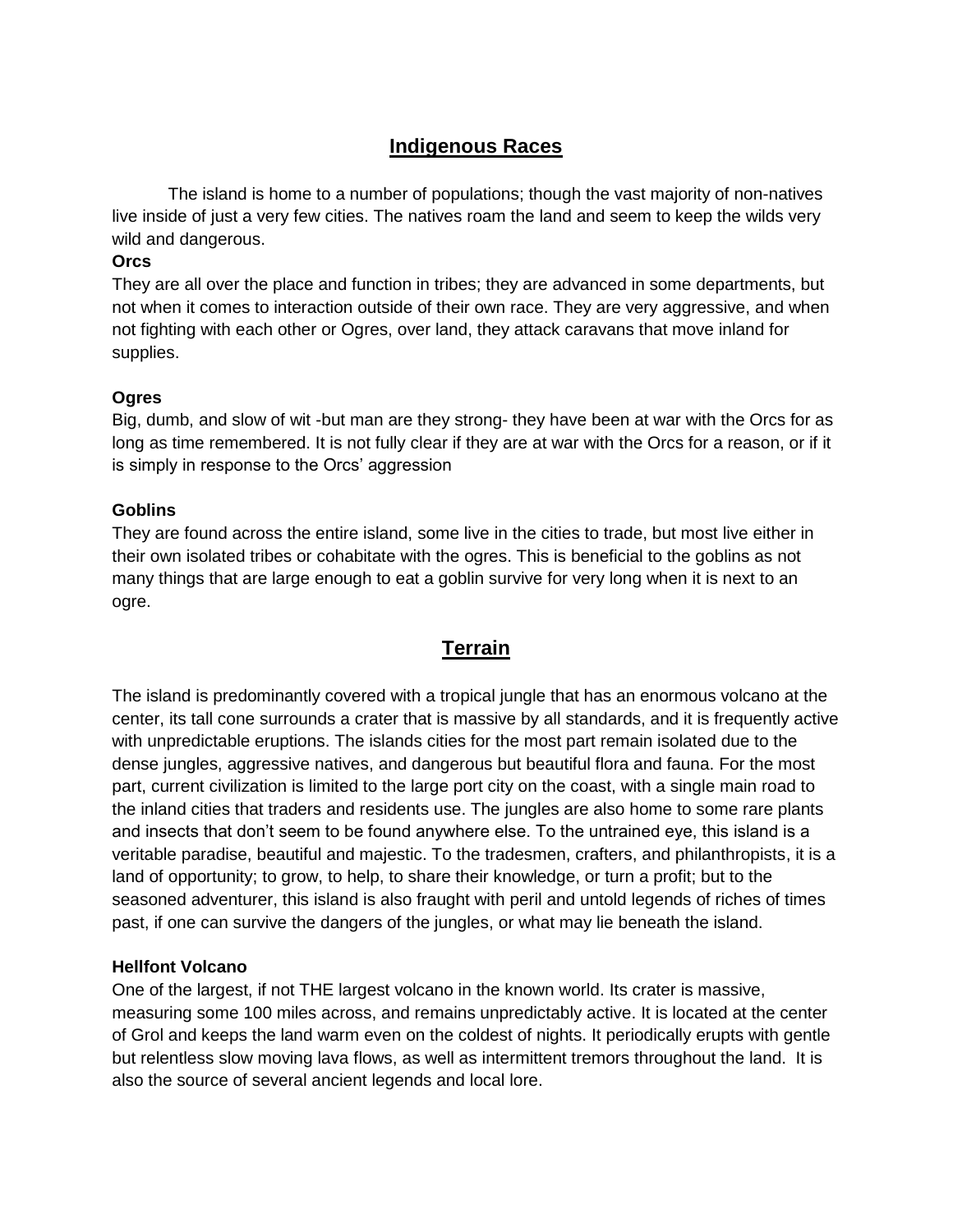## Indigenous Races

The island is home to a number of populations; though the vast majority of non-natives live inside of just a very few cities. The natives roam the land and seem to keep the wilds very wild and dangerous.

**Orcs**

They are all over the place and function in tribes; they are advanced in some departments, but not when it comes to interaction outside of their own race. They are very aggressive, and when not fighting with each other or Ogres, over land, they attack caravans that move inland for supplies.

**Ogres**

Big, dumb, and slow of wit -but man are they strong- they have been at war with the Orcs for as long as time remembered. It is not fully clear if they are at war with the Orcs for a reason, or if it is simply in response to the Orcs' aggression

**Goblins**

They are found across the entire island, some live in the cities to trade, but most live either in their own isolated tribes or cohabitate with the ogres. This is beneficial to the goblins as not many things that are large enough to eat a goblin survive for very long when it is next to an ogre.

## Terrain

The island is predominantly covered with a tropical jungle that has an enormous volcano at the center, its tall cone surrounds a crater that is massive by all standards, and it is frequently active with unpredictable eruptions. The islands cities for the most part remain isolated due to the dense jungles, aggressive natives, and dangerous but beautiful flora and fauna. For the most part, current civilization is limited to the large port city on the coast, with a single main road to the inland cities that traders and residents use. The jungles are also home to some rare plants and insects that don't seem to be found anywhere else. To the untrained eye, this island is a veritable paradise, beautiful and majestic. To the tradesmen, crafters, and philanthropists, it is a land of opportunity; to grow, to help, to share their knowledge, or turn a profit; but to the seasoned adventurer, this island is also fraught with peril and untold legends of riches of times past, if one can survive the dangers of the jungles, or what may lie beneath the island.

**Hellfont Volcano**

One of the largest, if not THE largest volcano in the known world. Its crater is massive, measuring some 100 miles across, and remains unpredictably active. It is located at the center of Grol and keeps the land warm even on the coldest of nights. It periodically erupts with gentle but relentless slow moving lava flows, as well as intermittent tremors throughout the land. It is also the source of several ancient legends and local lore.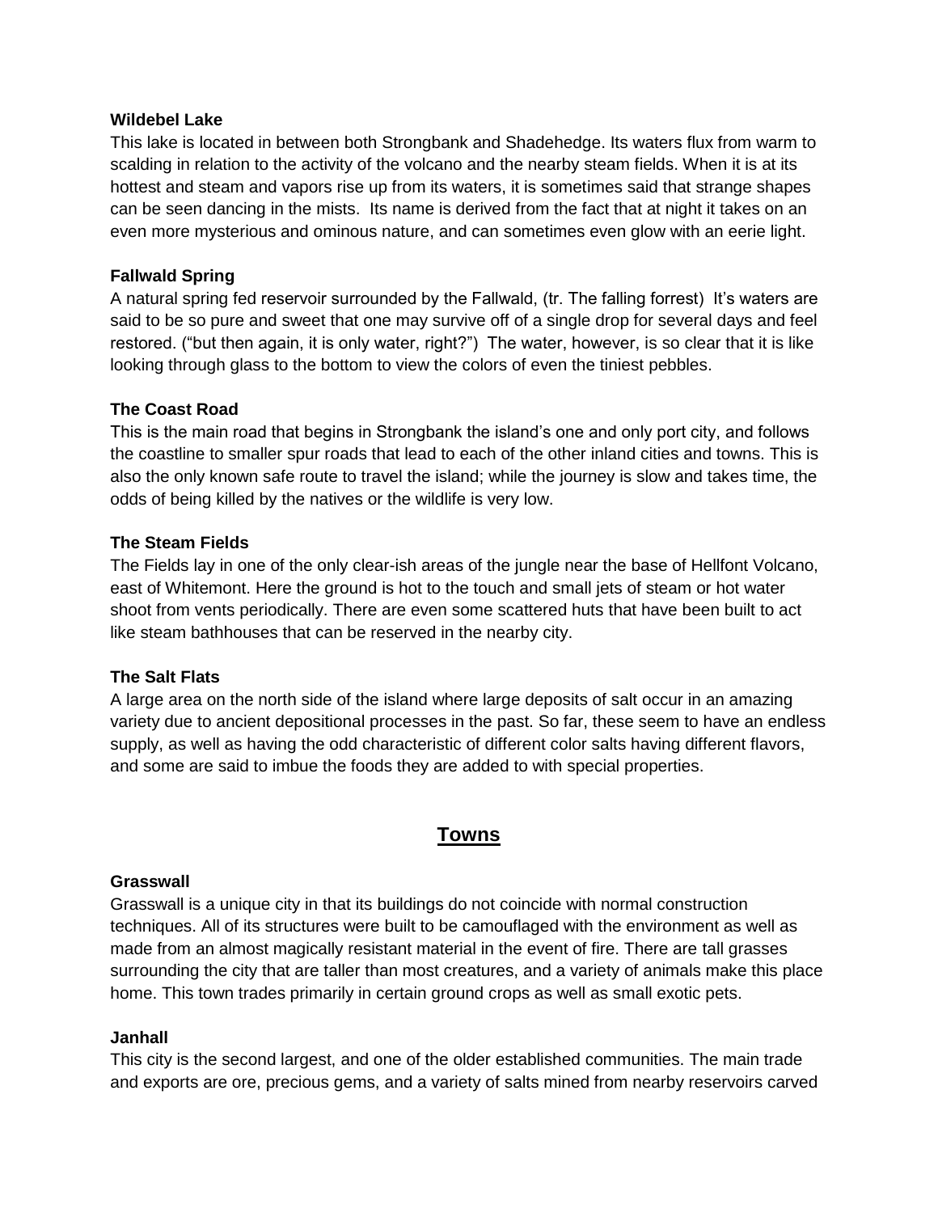**Wildebel Lake**

This lake is located in between both Strongbank and Shadehedge. Its waters flux from warm to scalding in relation to the activity of the volcano and the nearby steam fields. When it is at its hottest and steam and vapors rise up from its waters, it is sometimes said that strange shapes can be seen dancing in the mists. Its name is derived from the fact that at night it takes on an even more mysterious and ominous nature, and can sometimes even glow with an eerie light.

**Fallwald Spring**

A natural spring fed reservoir surrounded by the Fallwald, (tr. The falling forrest) It's waters are said to be so pure and sweet that one may survive off of a single drop for several days and feel restored. ("but then again, it is only water, right?") The water, however, is so clear that it is like looking through glass to the bottom to view the colors of even the tiniest pebbles.

**The Coast Road**

This is the main road that begins in Strongbank the island's one and only port city, and follows the coastline to smaller spur roads that lead to each of the other inland cities and towns. This is also the only known safe route to travel the island; while the journey is slow and takes time, the odds of being killed by the natives or the wildlife is very low.

**The Steam Fields**

The Fields lay in one of the only clear-ish areas of the jungle near the base of Hellfont Volcano, east of Whitemont. Here the ground is hot to the touch and small jets of steam or hot water shoot from vents periodically. There are even some scattered huts that have been built to act like steam bathhouses that can be reserved in the nearby city.

**The Salt Flats**

A large area on the north side of the island where large deposits of salt occur in an amazing variety due to ancient depositional processes in the past. So far, these seem to have an endless supply, as well as having the odd characteristic of different color salts having different flavors, and some are said to imbue the foods they are added to with special properties.

## Towns

**Grasswall**

Grasswall is a unique city in that its buildings do not coincide with normal construction techniques. All of its structures were built to be camouflaged with the environment as well as made from an almost magically resistant material in the event of fire. There are tall grasses surrounding the city that are taller than most creatures, and a variety of animals make this place home. This town trades primarily in certain ground crops as well as small exotic pets.

**Janhall**

This city is the second largest, and one of the older established communities. The main trade and exports are ore, precious gems, and a variety of salts mined from nearby reservoirs carved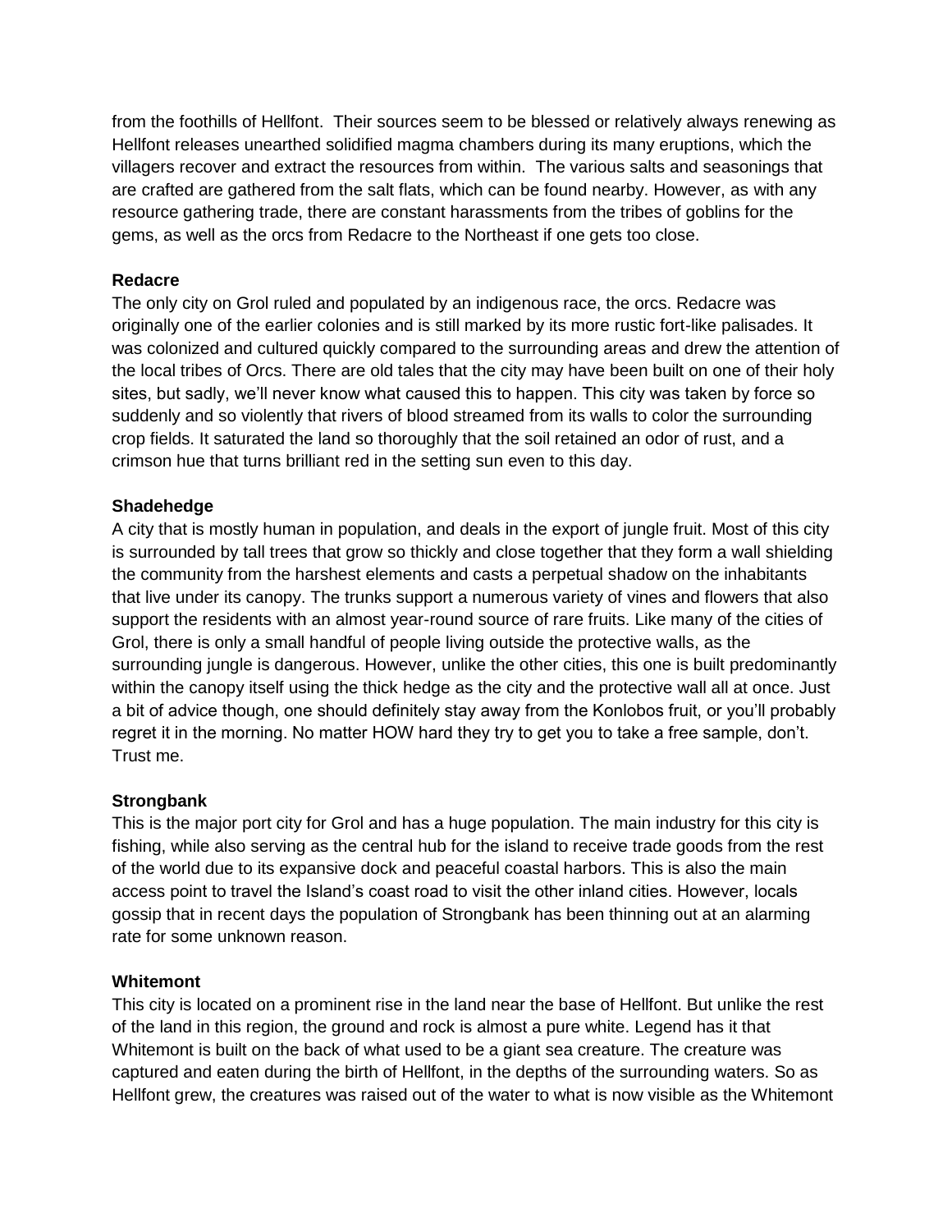from the foothills of Hellfont. Their sources seem to be blessed or relatively always renewing as Hellfont releases unearthed solidified magma chambers during its many eruptions, which the villagers recover and extract the resources from within. The various salts and seasonings that are crafted are gathered from the salt flats, which can be found nearby. However, as with any resource gathering trade, there are constant harassments from the tribes of goblins for the gems, as well as the orcs from Redacre to the Northeast if one gets too close.

**Redacre**

The only city on Grol ruled and populated by an indigenous race, the orcs. Redacre was originally one of the earlier colonies and is still marked by its more rustic fort-like palisades. It was colonized and cultured quickly compared to the surrounding areas and drew the attention of the local tribes of Orcs. There are old tales that the city may have been built on one of their holy sites, but sadly, we'll never know what caused this to happen. This city was taken by force so suddenly and so violently that rivers of blood streamed from its walls to color the surrounding crop fields. It saturated the land so thoroughly that the soil retained an odor of rust, and a crimson hue that turns brilliant red in the setting sun even to this day.

**Shadehedge**

A city that is mostly human in population, and deals in the export of jungle fruit. Most of this city is surrounded by tall trees that grow so thickly and close together that they form a wall shielding the community from the harshest elements and casts a perpetual shadow on the inhabitants that live under its canopy. The trunks support a numerous variety of vines and flowers that also support the residents with an almost year-round source of rare fruits. Like many of the cities of Grol, there is only a small handful of people living outside the protective walls, as the surrounding jungle is dangerous. However, unlike the other cities, this one is built predominantly within the canopy itself using the thick hedge as the city and the protective wall all at once. Just a bit of advice though, one should definitely stay away from the Konlobos fruit, or you'll probably regret it in the morning. No matter HOW hard they try to get you to take a free sample, don't. Trust me.

**Strongbank**

This is the major port city for Grol and has a huge population. The main industry for this city is fishing, while also serving as the central hub for the island to receive trade goods from the rest of the world due to its expansive dock and peaceful coastal harbors. This is also the main access point to travel the Island's coast road to visit the other inland cities. However, locals gossip that in recent days the population of Strongbank has been thinning out at an alarming rate for some unknown reason.

**Whitemont**

This city is located on a prominent rise in the land near the base of Hellfont. But unlike the rest of the land in this region, the ground and rock is almost a pure white. Legend has it that Whitemont is built on the back of what used to be a giant sea creature. The creature was captured and eaten during the birth of Hellfont, in the depths of the surrounding waters. So as Hellfont grew, the creatures was raised out of the water to what is now visible as the Whitemont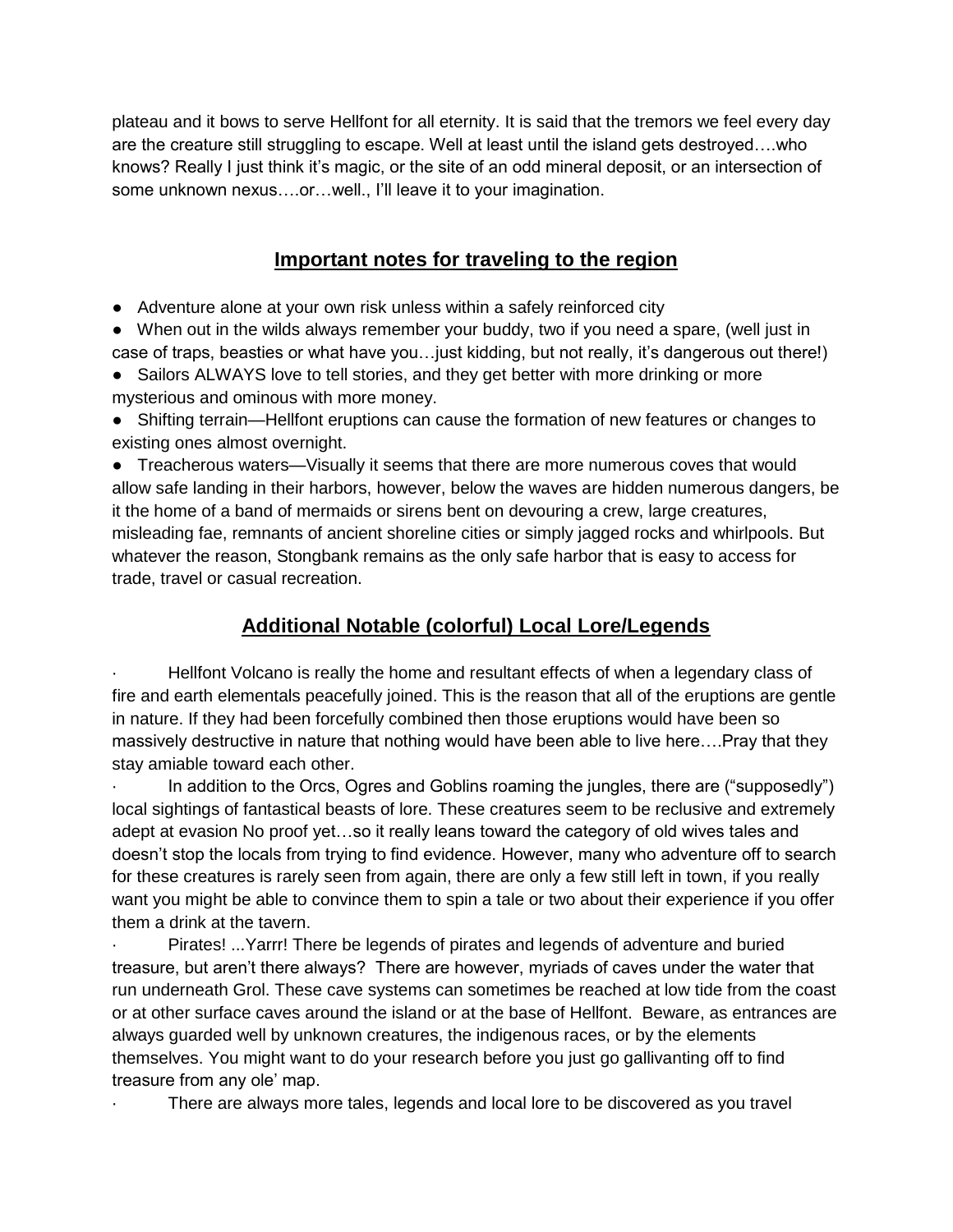plateau and it bows to serve Hellfont for all eternity. It is said that the tremors we feel every day are the creature still struggling to escape. Well at least until the island gets destroyed….who knows? Really I just think it's magic, or the site of an odd mineral deposit, or an intersection of some unknown nexus….or…well., I'll leave it to your imagination.

## Important notes for traveling to the region

- Adventure alone at your own risk unless within a safely reinforced city
- When out in the wilds always remember your buddy, two if you need a spare, (well just in case of traps, beasties or what have you…just kidding, but not really, it's dangerous out there!)
- Sailors ALWAYS love to tell stories, and they get better with more drinking or more mysterious and ominous with more money.
- Shifting terrain—Hellfont eruptions can cause the formation of new features or changes to existing ones almost overnight.
- Treacherous waters—Visually it seems that there are more numerous coves that would allow safe landing in their harbors, however, below the waves are hidden numerous dangers, be it the home of a band of mermaids or sirens bent on devouring a crew, large creatures, misleading fae, remnants of ancient shoreline cities or simply jagged rocks and whirlpools. But whatever the reason, Stongbank remains as the only safe harbor that is easy to access for trade, travel or casual recreation.

## Additional Notable (colorful) Local Lore/Legends

- Hellfont Volcano is really the home and resultant effects of when a legendary class of fire and earth elementals peacefully joined. This is the reason that all of the eruptions are gentle in nature. If they had been forcefully combined then those eruptions would have been so massively destructive in nature that nothing would have been able to live here….Pray that they stay amiable toward each other.
- In addition to the Orcs, Ogres and Goblins roaming the jungles, there are ("supposedly") local sightings of fantastical beasts of lore. These creatures seem to be reclusive and extremely adept at evasion No proof yet…so it really leans toward the category of old wives tales and doesn't stop the locals from trying to find evidence. However, many who adventure off to search for these creatures is rarely seen from again, there are only a few still left in town, if you really want you might be able to convince them to spin a tale or two about their experience if you offer them a drink at the tavern.
- Pirates! ...Yarrr! There be legends of pirates and legends of adventure and buried treasure, but aren't there always? There are however, myriads of caves under the water that run underneath Grol. These cave systems can sometimes be reached at low tide from the coast or at other surface caves around the island or at the base of Hellfont. Beware, as entrances are always guarded well by unknown creatures, the indigenous races, or by the elements themselves. You might want to do your research before you just go gallivanting off to find treasure from any ole' map.
- There are always more tales, legends and local lore to be discovered as you travel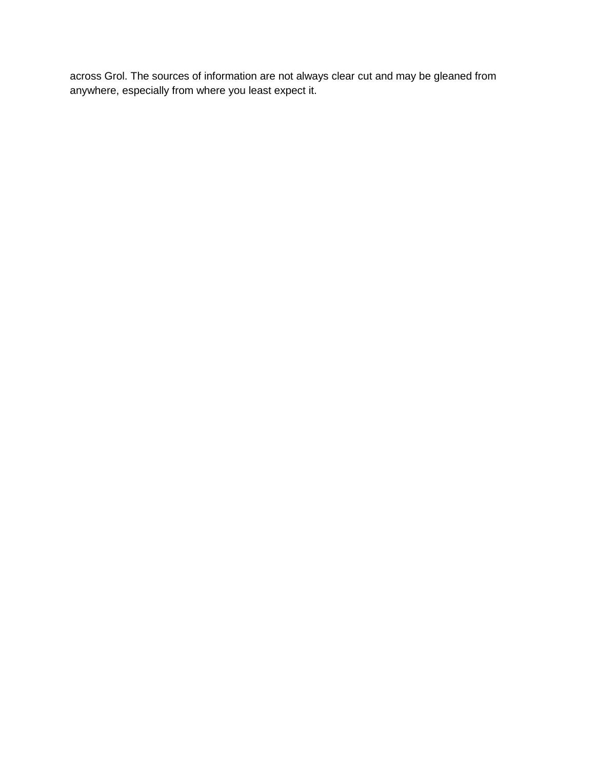across Grol. The sources of information are not always clear cut and may be gleaned from anywhere, especially from where you least expect it.